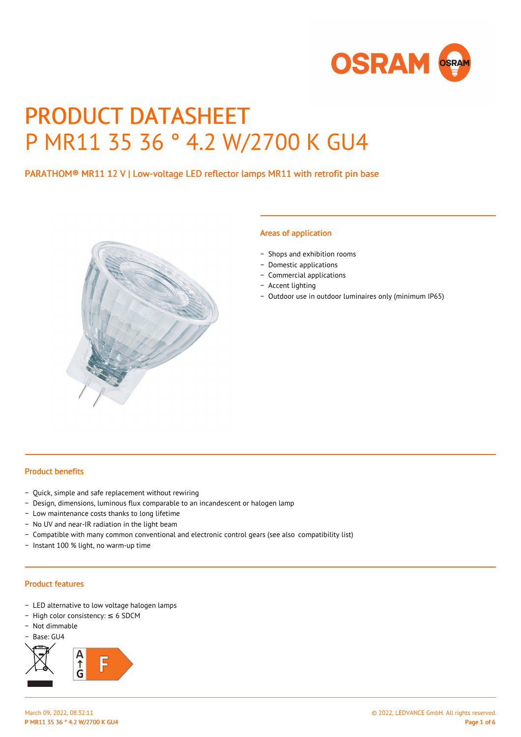# PRODUCT DATASHEET
# P MR11 35 36 ° 4.2 W/2700 K GU4

PARATHOM® MR11 12 V | Low-voltage LED reflector lamps MR11 with retrofit pin base

## Areas of application

- Shops and exhibition rooms
- Domestic applications
- Commercial applications
- Accent lighting
- Outdoor use in outdoor luminaires only (minimum IP65)

## Product benefits

- Quick, simple and safe replacement without rewiring
- Design, dimensions, luminous flux comparable to an incandescent or halogen lamp
- Low maintenance costs thanks to long lifetime
- No UV and near-IR radiation in the light beam
- Compatible with many common conventional and electronic control gears (see also compatibility list)
- Instant 100 % light, no warm-up time

## Product features

- LED alternative to low voltage halogen lamps
- High color consistency: ≤ 6 SDCM
- Not dimmable
- Base: GU4

A → G F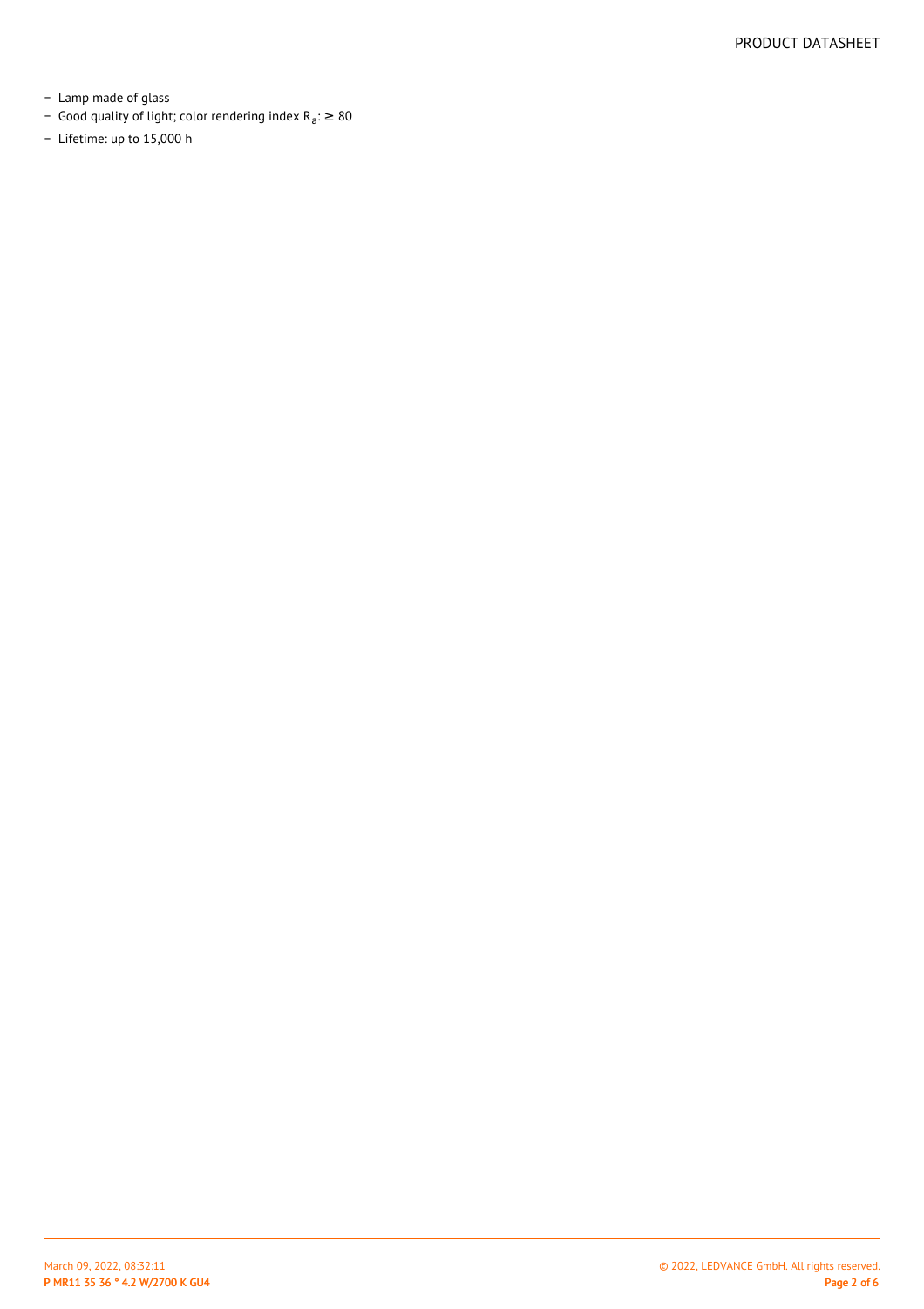- Lamp made of glass
- Good quality of light; color rendering index $R_a$: ≥ 80
- Lifetime: up to 15,000 h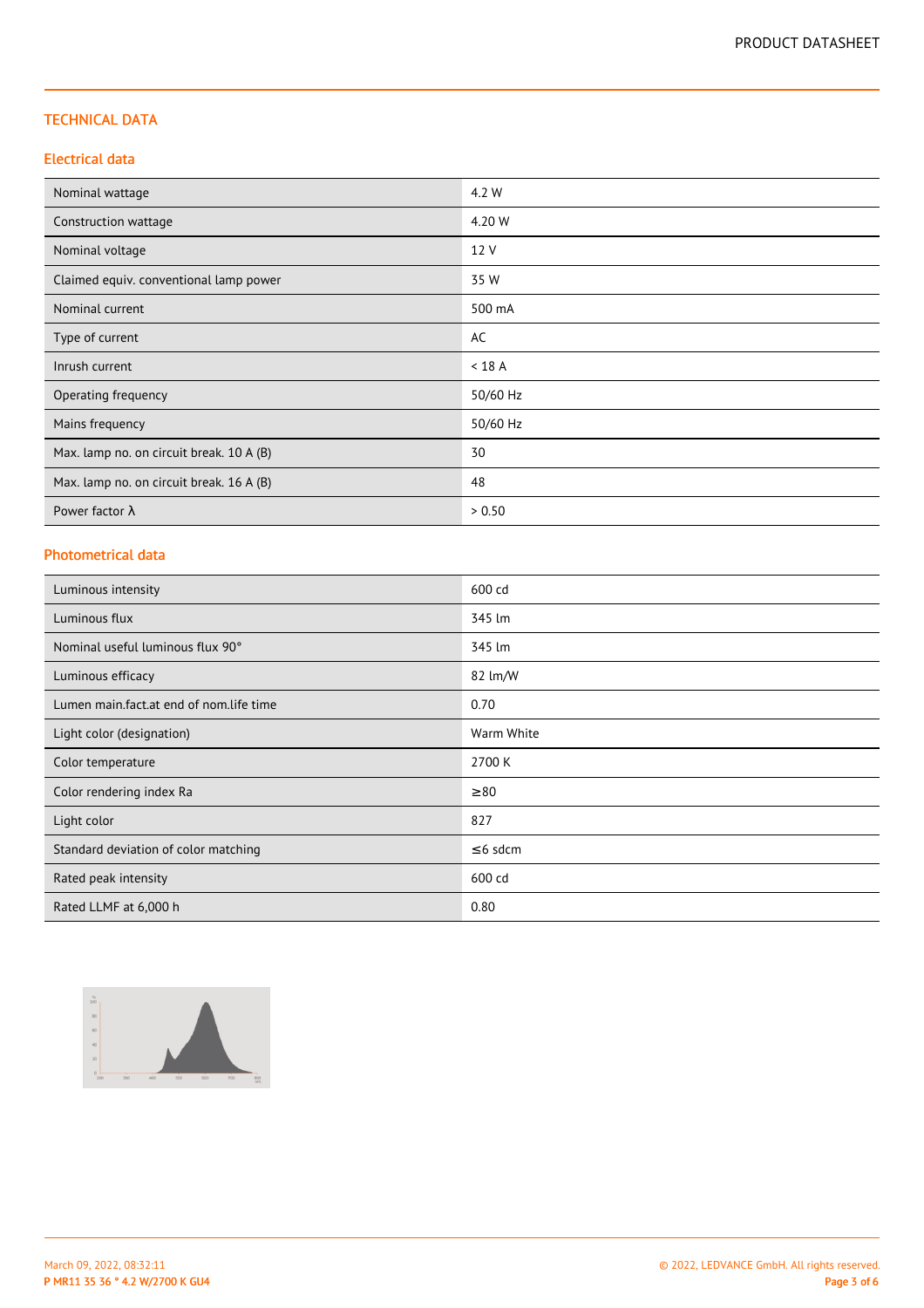## TECHNICAL DATA

### Electrical data

| | |
|---|---|
| Nominal wattage | 4.2 W |
| Construction wattage | 4.20 W |
| Nominal voltage | 12 V |
| Claimed equiv. conventional lamp power | 35 W |
| Nominal current | 500 mA |
| Type of current | AC |
| Inrush current | < 18 A |
| Operating frequency | 50/60 Hz |
| Mains frequency | 50/60 Hz |
| Max. lamp no. on circuit break. 10 A (B) | 30 |
| Max. lamp no. on circuit break. 16 A (B) | 48 |
| Power factor λ | > 0.50 |

### Photometrical data

| | |
|---|---|
| Luminous intensity | 600 cd |
| Luminous flux | 345 lm |
| Nominal useful luminous flux 90° | 345 lm |
| Luminous efficacy | 82 lm/W |
| Lumen main.fact.at end of nom.life time | 0.70 |
| Light color (designation) | Warm White |
| Color temperature | 2700 K |
| Color rendering index Ra | ≥80 |
| Light color | 827 |
| Standard deviation of color matching | ≤6 sdcm |
| Rated peak intensity | 600 cd |
| Rated LLMF at 6,000 h | 0.80 |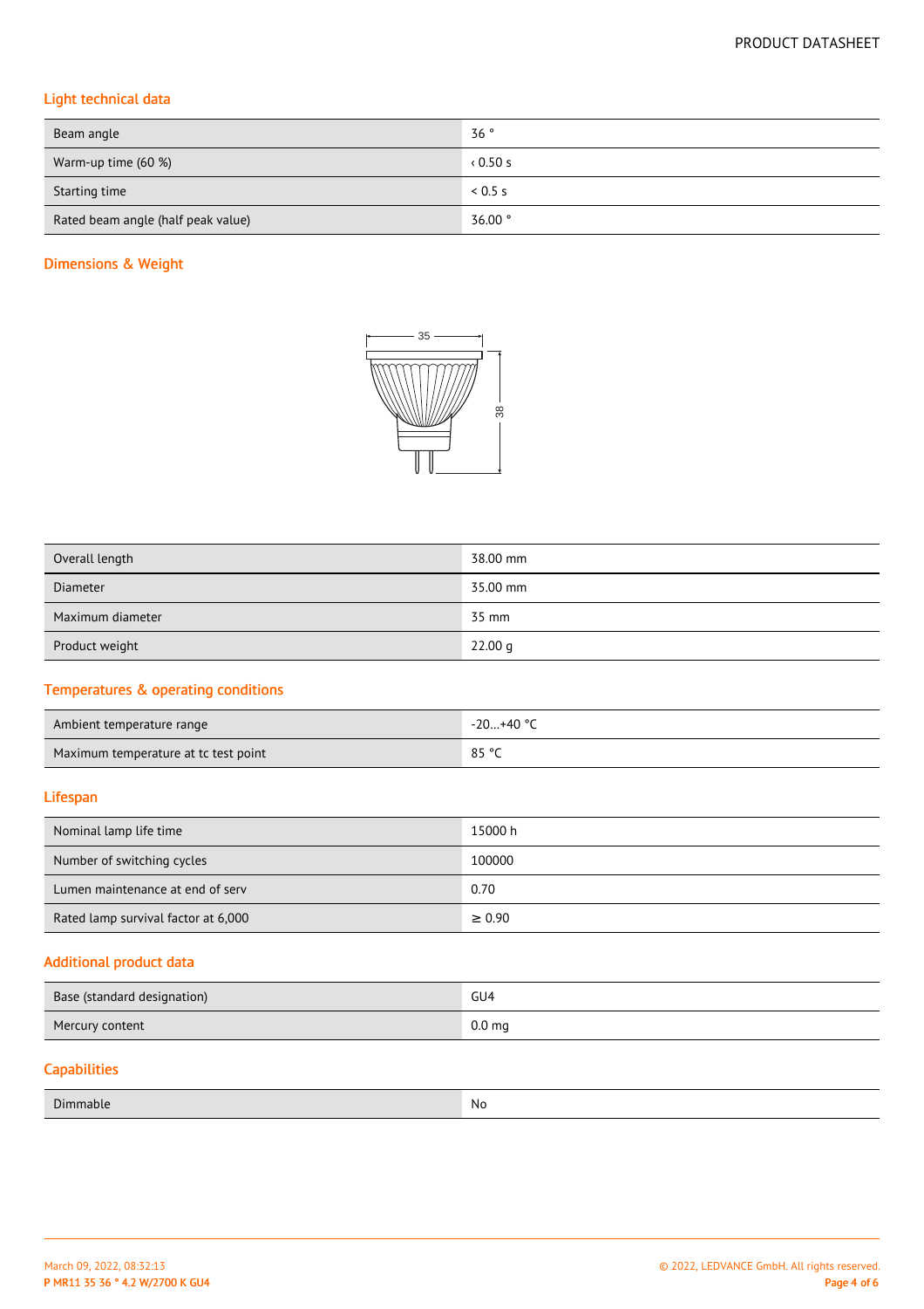## Light technical data

| Beam angle | 36 ° |
|---|---|
| Warm-up time (60 %) | ‹ 0.50 s |
| Starting time | < 0.5 s |
| Rated beam angle (half peak value) | 36.00 ° |

## Dimensions & Weight

| Overall length | 38.00 mm |
|---|---|
| Diameter | 35.00 mm |
| Maximum diameter | 35 mm |
| Product weight | 22.00 g |

## Temperatures & operating conditions

| Ambient temperature range | -20…+40 °C |
|---|---|
| Maximum temperature at tc test point | 85 °C |

## Lifespan

| Nominal lamp life time | 15000 h |
|---|---|
| Number of switching cycles | 100000 |
| Lumen maintenance at end of serv | 0.70 |
| Rated lamp survival factor at 6,000 | ≥ 0.90 |

## Additional product data

| Base (standard designation) | GU4 |
|---|---|
| Mercury content | 0.0 mg |

## Capabilities

| Dimmable | No |
|---|---|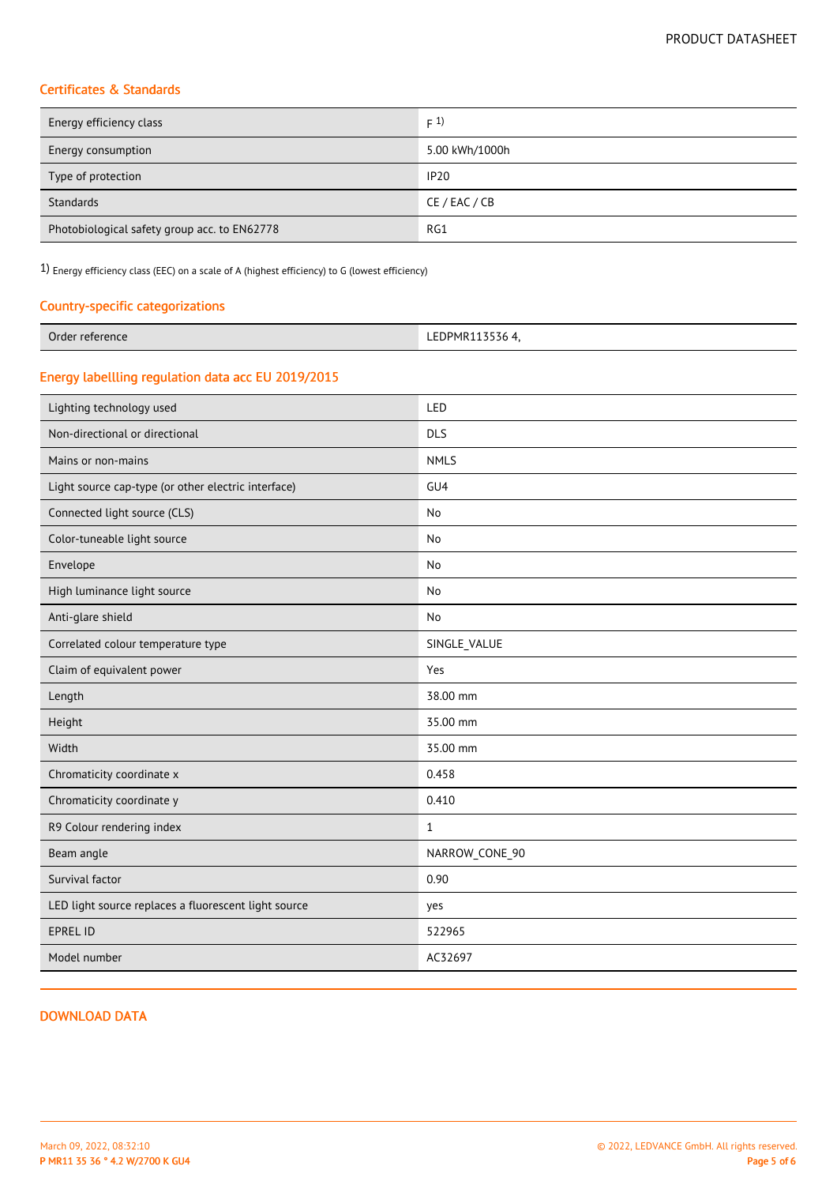## Certificates & Standards

| | |
|---|---|
| Energy efficiency class | F [1] |
| Energy consumption | 5.00 kWh/1000h |
| Type of protection | IP20 |
| Standards | CE / EAC / CB |
| Photobiological safety group acc. to EN62778 | RG1 |

1) Energy efficiency class (EEC) on a scale of A (highest efficiency) to G (lowest efficiency)

## Country-specific categorizations

| | |
|---|---|
| Order reference | LEDPMR113536 4, |

## Energy labellling regulation data acc EU 2019/2015

| | |
|---|---|
| Lighting technology used | LED |
| Non-directional or directional | DLS |
| Mains or non-mains | NMLS |
| Light source cap-type (or other electric interface) | GU4 |
| Connected light source (CLS) | No |
| Color-tuneable light source | No |
| Envelope | No |
| High luminance light source | No |
| Anti-glare shield | No |
| Correlated colour temperature type | SINGLE_VALUE |
| Claim of equivalent power | Yes |
| Length | 38.00 mm |
| Height | 35.00 mm |
| Width | 35.00 mm |
| Chromaticity coordinate x | 0.458 |
| Chromaticity coordinate y | 0.410 |
| R9 Colour rendering index | 1 |
| Beam angle | NARROW_CONE_90 |
| Survival factor | 0.90 |
| LED light source replaces a fluorescent light source | yes |
| EPREL ID | 522965 |
| Model number | AC32697 |

## DOWNLOAD DATA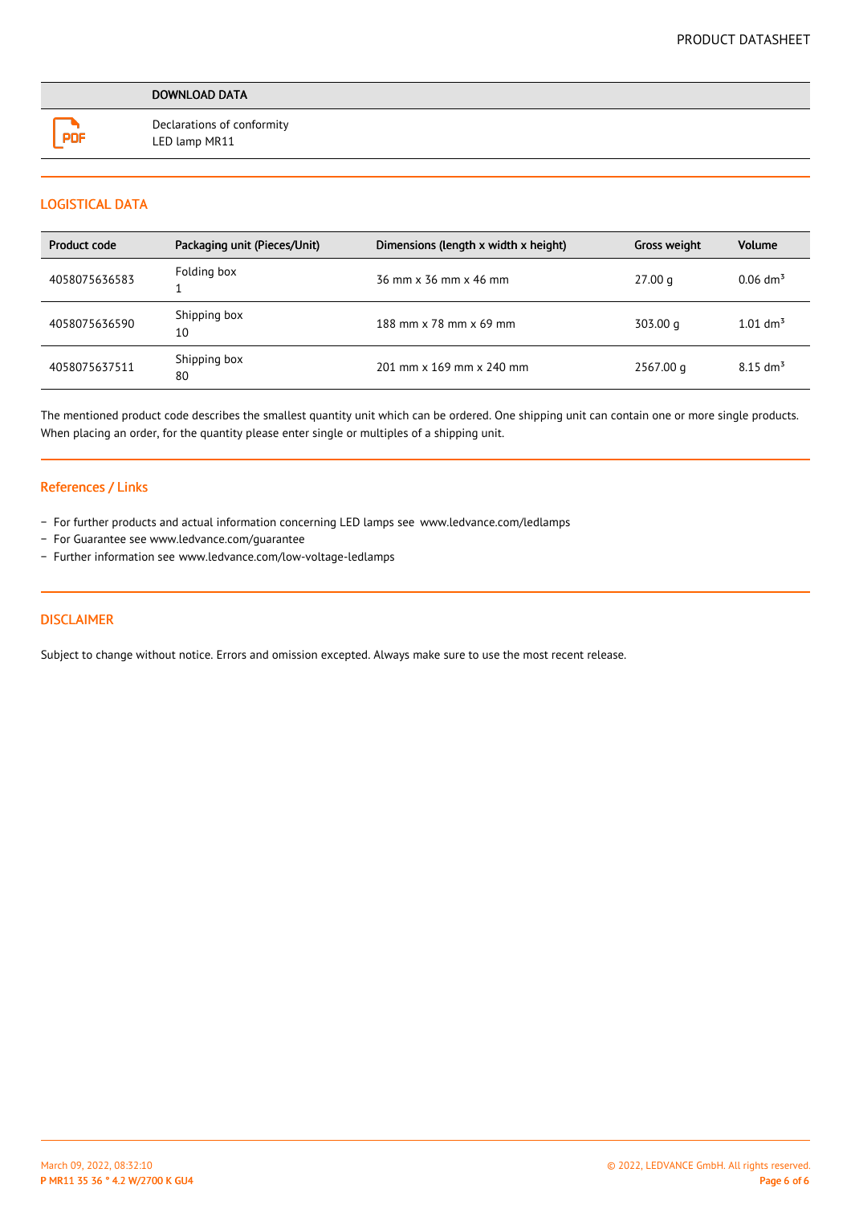| | DOWNLOAD DATA |
|---|---|
| PDF | Declarations of conformity<br>LED lamp MR11 |

## LOGISTICAL DATA

| Product code | Packaging unit (Pieces/Unit) | Dimensions (length x width x height) | Gross weight | Volume |
|---|---|---|---|---|
| 4058075636583 | Folding box<br>1 | 36 mm x 36 mm x 46 mm | 27.00 g | 0.06 dm³ |
| 4058075636590 | Shipping box<br>10 | 188 mm x 78 mm x 69 mm | 303.00 g | 1.01 dm³ |
| 4058075637511 | Shipping box<br>80 | 201 mm x 169 mm x 240 mm | 2567.00 g | 8.15 dm³ |

The mentioned product code describes the smallest quantity unit which can be ordered. One shipping unit can contain one or more single products. When placing an order, for the quantity please enter single or multiples of a shipping unit.

## References / Links

- For further products and actual information concerning LED lamps see www.ledvance.com/ledlamps
- For Guarantee see www.ledvance.com/guarantee
- Further information see www.ledvance.com/low-voltage-ledlamps

## DISCLAIMER

Subject to change without notice. Errors and omission excepted. Always make sure to use the most recent release.